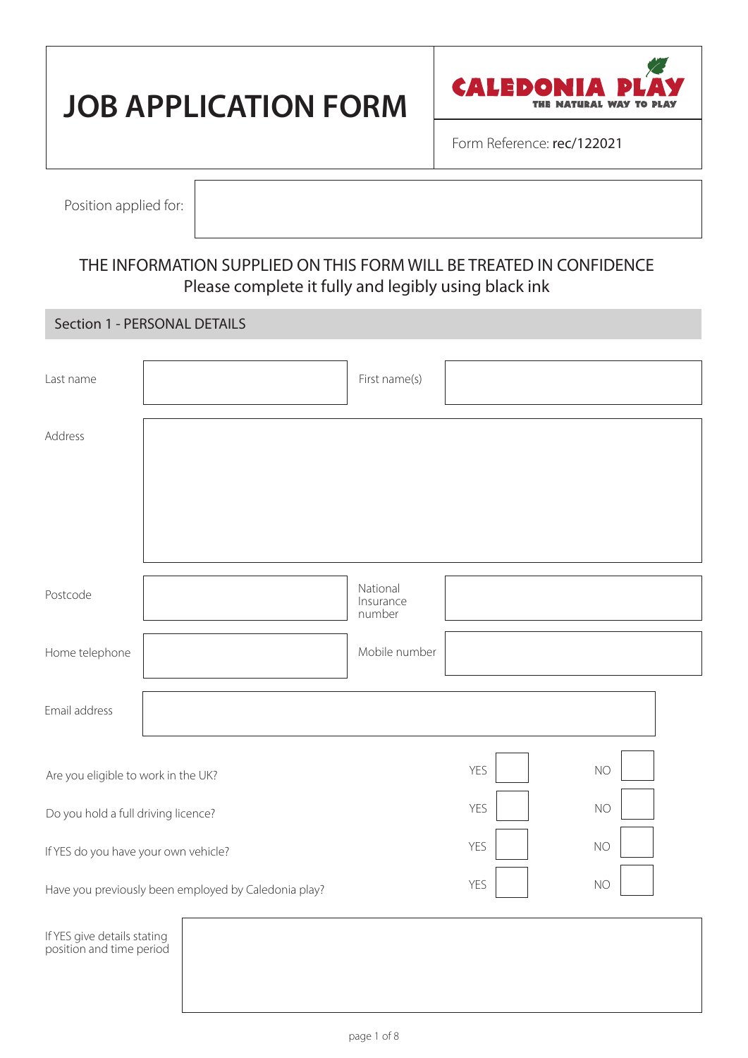# JOB APPLICATION FORM

**CALEDONIA PLAY** — THE NATURAL WAY TO PLAY

Form Reference: rec/122021

Position applied for:

THE INFORMATION SUPPLIED ON THIS FORM WILL BE TREATED IN CONFIDENCE
Please complete it fully and legibly using black ink

## Section 1 - PERSONAL DETAILS

| | | | |
|---|---|---|---|
| Last name | | First name(s) | |
| Address | | | |
| Postcode | | National Insurance number | |
| Home telephone | | Mobile number | |
| Email address | | | |

| | | |
|---|---|---|
| Are you eligible to work in the UK? | YES ☐ | NO ☐ |
| Do you hold a full driving licence? | YES ☐ | NO ☐ |
| If YES do you have your own vehicle? | YES ☐ | NO ☐ |
| Have you previously been employed by Caledonia play? | YES ☐ | NO ☐ |

If YES give details stating position and time period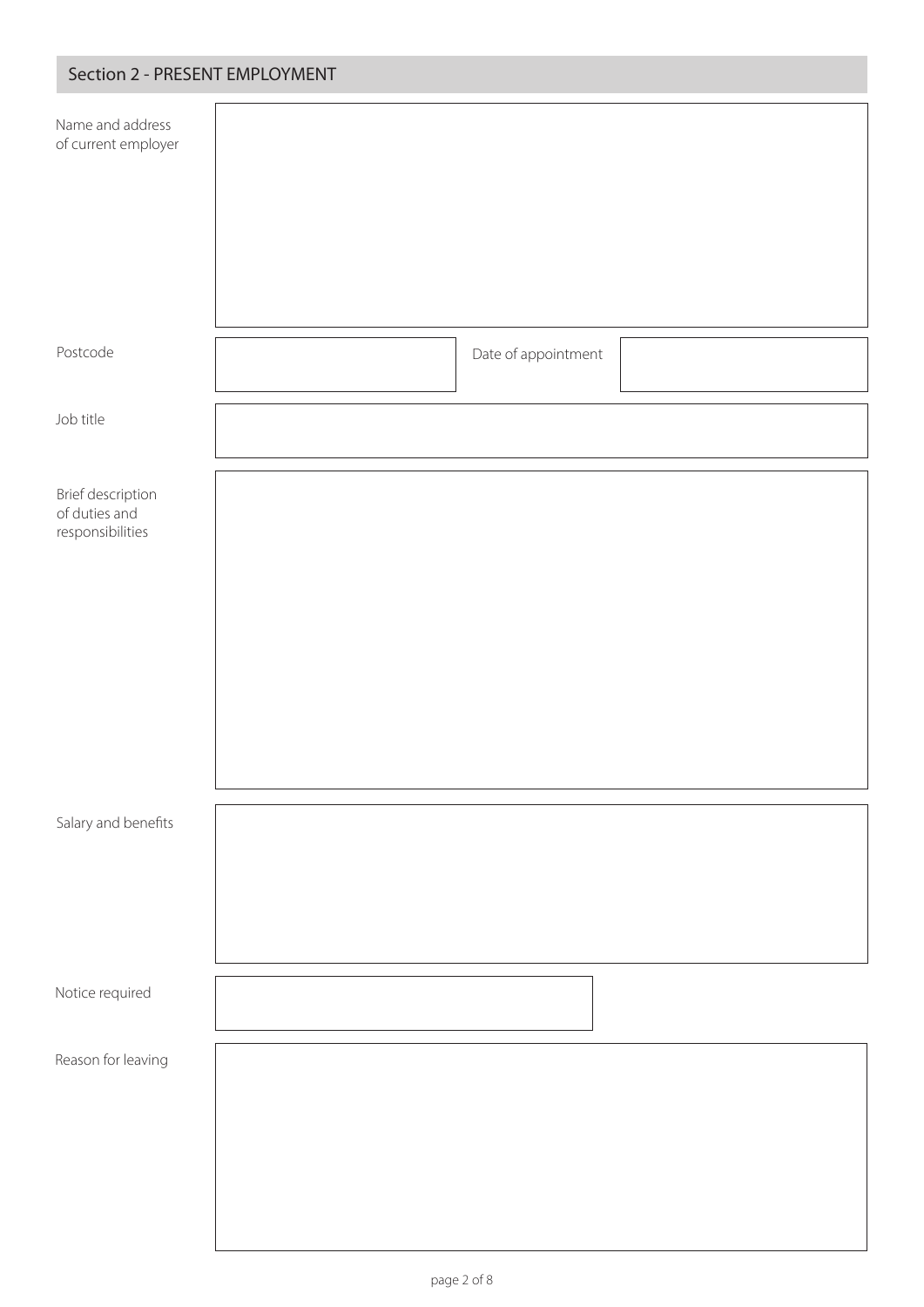## Section 2 - PRESENT EMPLOYMENT

| | | | |
|---|---|---|---|
| Name and address of current employer | | | |
| Postcode | | Date of appointment | |
| Job title | | | |
| Brief description of duties and responsibilities | | | |
| Salary and benefits | | | |
| Notice required | | | |
| Reason for leaving | | | |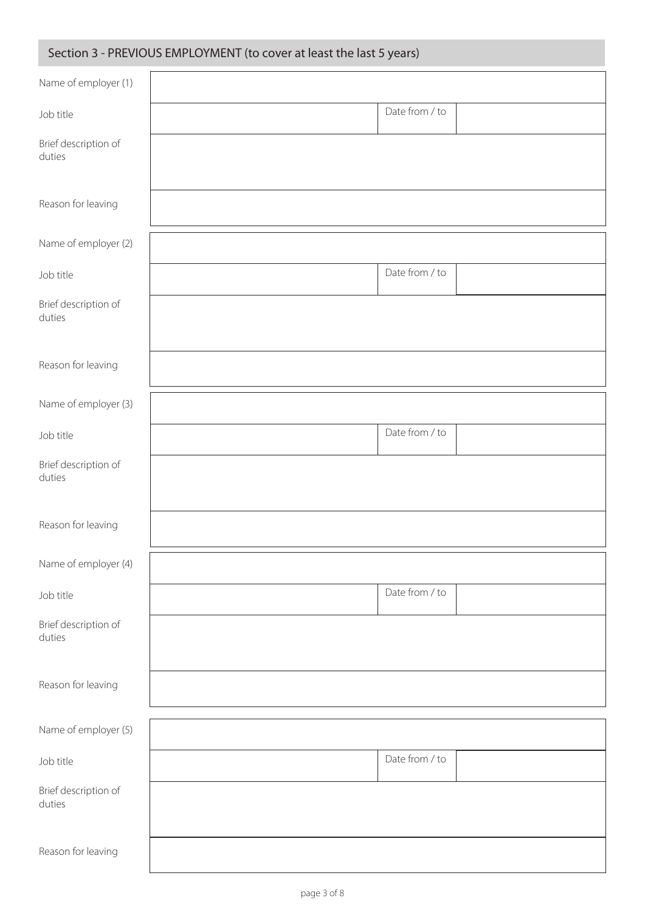## Section 3 - PREVIOUS EMPLOYMENT (to cover at least the last 5 years)

| | | | |
|---|---|---|---|
| Name of employer (1) | | | |
| Job title | | Date from / to | |
| Brief description of duties | | | |
| Reason for leaving | | | |
| Name of employer (2) | | | |
| Job title | | Date from / to | |
| Brief description of duties | | | |
| Reason for leaving | | | |
| Name of employer (3) | | | |
| Job title | | Date from / to | |
| Brief description of duties | | | |
| Reason for leaving | | | |
| Name of employer (4) | | | |
| Job title | | Date from / to | |
| Brief description of duties | | | |
| Reason for leaving | | | |
| Name of employer (5) | | | |
| Job title | | Date from / to | |
| Brief description of duties | | | |
| Reason for leaving | | | |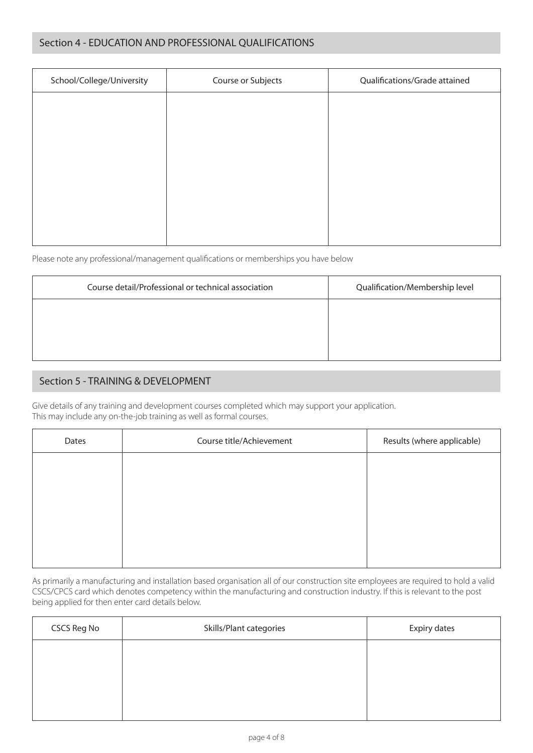## Section 4 - EDUCATION AND PROFESSIONAL QUALIFICATIONS

| School/College/University | Course or Subjects | Qualifications/Grade attained |
|---|---|---|
| | | |

Please note any professional/management qualifications or memberships you have below

| Course detail/Professional or technical association | Qualification/Membership level |
|---|---|
| | |

## Section 5 - TRAINING & DEVELOPMENT

Give details of any training and development courses completed which may support your application.
This may include any on-the-job training as well as formal courses.

| Dates | Course title/Achievement | Results (where applicable) |
|---|---|---|
| | | |

As primarily a manufacturing and installation based organisation all of our construction site employees are required to hold a valid CSCS/CPCS card which denotes competency within the manufacturing and construction industry. If this is relevant to the post being applied for then enter card details below.

| CSCS Reg No | Skills/Plant categories | Expiry dates |
|---|---|---|
| | | |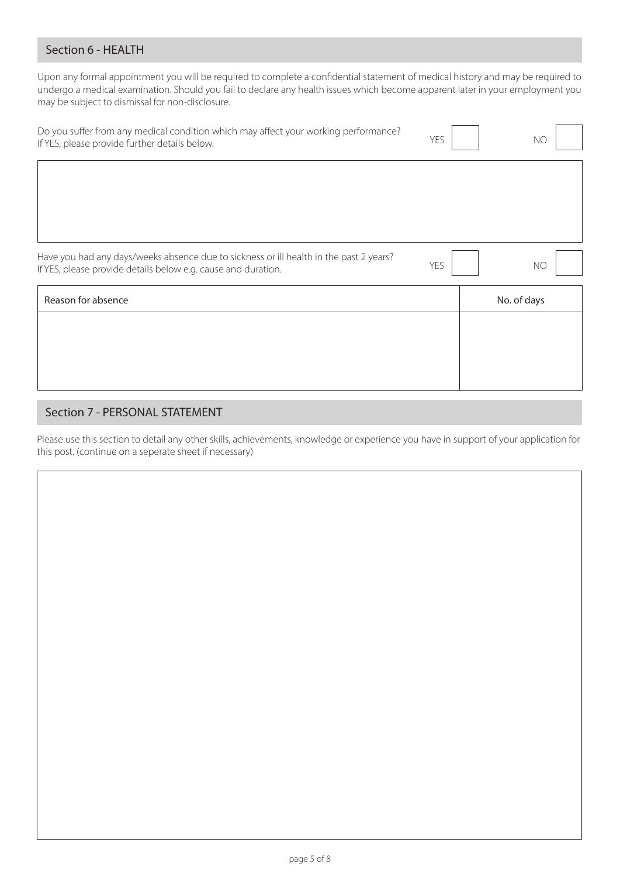## Section 6 - HEALTH

Upon any formal appointment you will be required to complete a confidential statement of medical history and may be required to undergo a medical examination. Should you fail to declare any health issues which become apparent later in your employment you may be subject to dismissal for non-disclosure.

Do you suffer from any medical condition which may affect your working performance?
If YES, please provide further details below.

YES ☐ NO ☐

Have you had any days/weeks absence due to sickness or ill health in the past 2 years?
If YES, please provide details below e.g. cause and duration.

YES ☐ NO ☐

| Reason for absence | No. of days |
| --- | --- |
| | |

## Section 7 - PERSONAL STATEMENT

Please use this section to detail any other skills, achievements, knowledge or experience you have in support of your application for this post. (continue on a seperate sheet if necessary)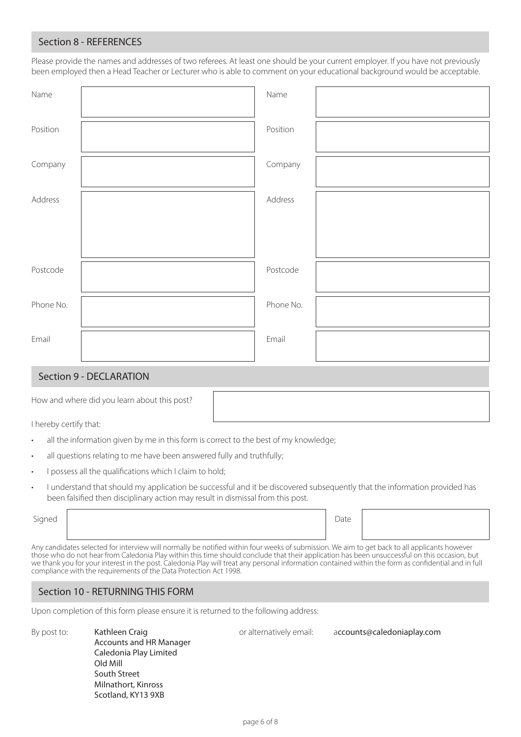## Section 8 - REFERENCES

Please provide the names and addresses of two referees. At least one should be your current employer. If you have not previously been employed then a Head Teacher or Lecturer who is able to comment on your educational background would be acceptable.

| | | | |
|---|---|---|---|
| Name | | Name | |
| Position | | Position | |
| Company | | Company | |
| Address | | Address | |
| Postcode | | Postcode | |
| Phone No. | | Phone No. | |
| Email | | Email | |

## Section 9 - DECLARATION

How and where did you learn about this post?

I hereby certify that:

- all the information given by me in this form is correct to the best of my knowledge;
- all questions relating to me have been answered fully and truthfully;
- I possess all the qualifications which I claim to hold;
- I understand that should my application be successful and it be discovered subsequently that the information provided has been falsified then disciplinary action may result in dismissal from this post.

| | | | |
|---|---|---|---|
| Signed | | Date | |

Any candidates selected for interview will normally be notified within four weeks of submission. We aim to get back to all applicants however those who do not hear from Caledonia Play within this time should conclude that their application has been unsuccessful on this occasion, but we thank you for your interest in the post. Caledonia Play will treat any personal information contained within the form as confidential and in full compliance with the requirements of the Data Protection Act 1998.

## Section 10 - RETURNING THIS FORM

Upon completion of this form please ensure it is returned to the following address:

By post to:

Kathleen Craig
Accounts and HR Manager
Caledonia Play Limited
Old Mill
South Street
Milnathort, Kinross
Scotland, KY13 9XB

or alternatively email: accounts@caledoniaplay.com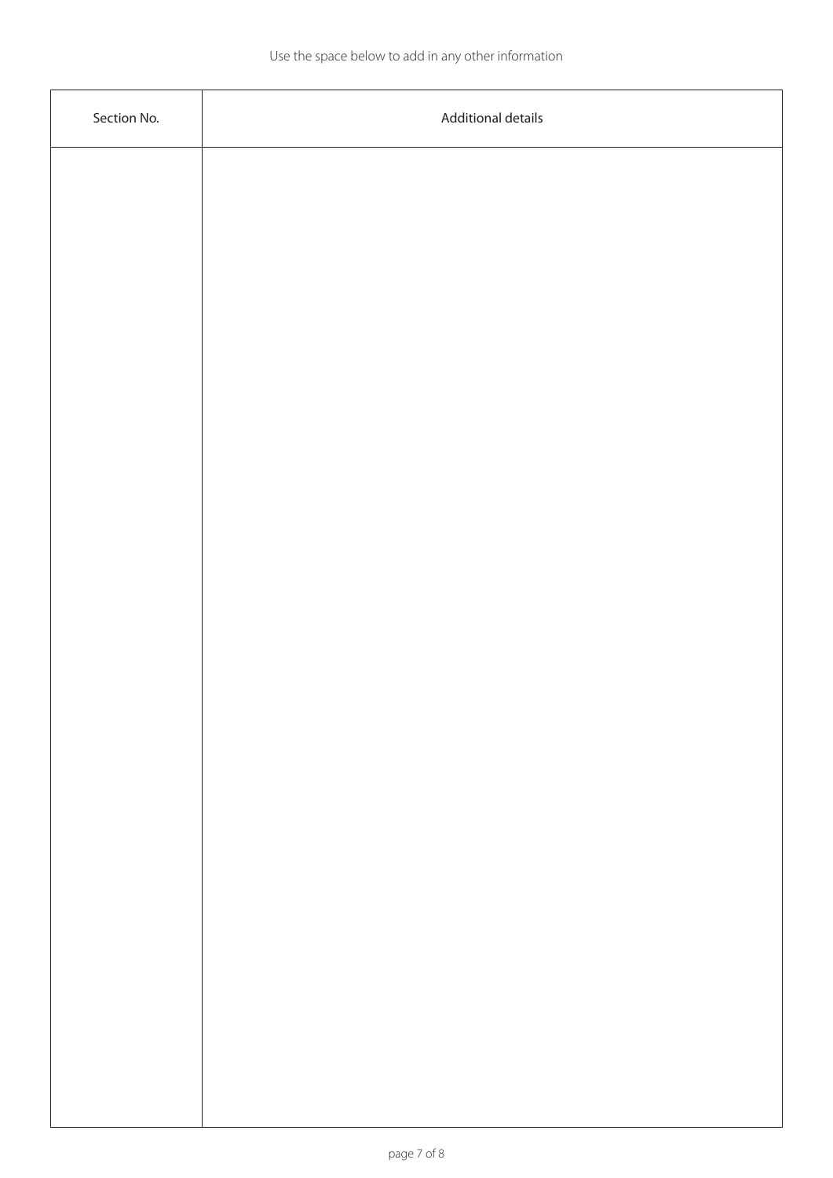Use the space below to add in any other information

| Section No. | Additional details |
| --- | --- |
| | |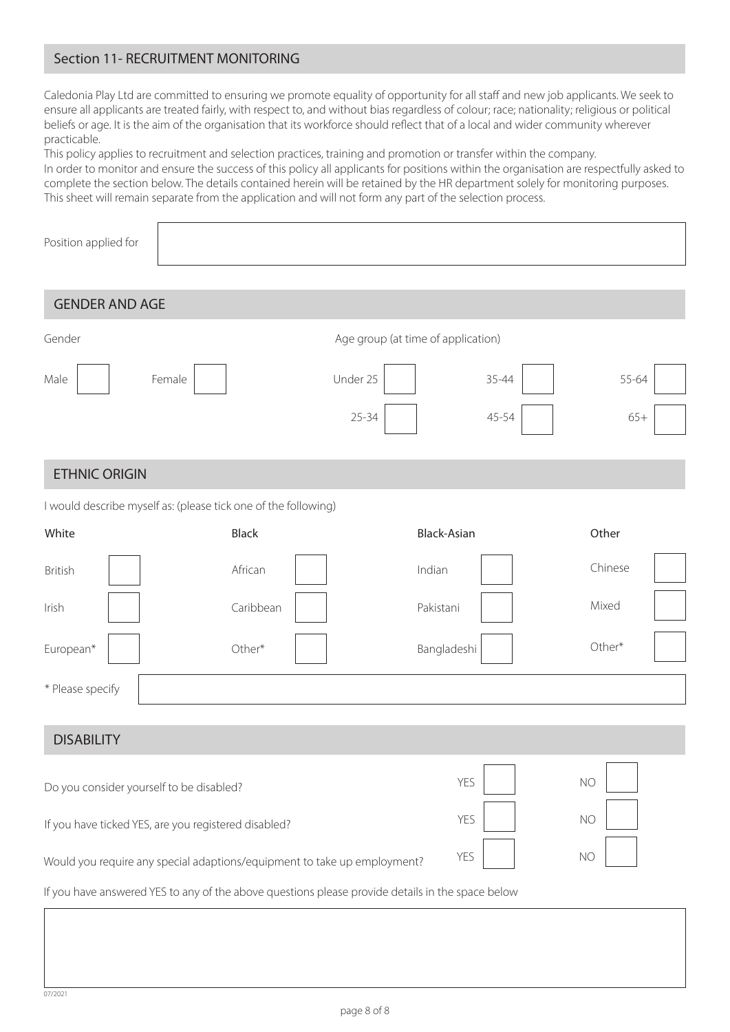## Section 11- RECRUITMENT MONITORING

Caledonia Play Ltd are committed to ensuring we promote equality of opportunity for all staff and new job applicants. We seek to ensure all applicants are treated fairly, with respect to, and without bias regardless of colour; race; nationality; religious or political beliefs or age. It is the aim of the organisation that its workforce should reflect that of a local and wider community wherever practicable.
This policy applies to recruitment and selection practices, training and promotion or transfer within the company.
In order to monitor and ensure the success of this policy all applicants for positions within the organisation are respectfully asked to complete the section below. The details contained herein will be retained by the HR department solely for monitoring purposes. This sheet will remain separate from the application and will not form any part of the selection process.

Position applied for

## GENDER AND AGE

Gender

Male ☐ Female ☐

Age group (at time of application)

| | | |
|---|---|---|
| Under 25 ☐ | 35-44 ☐ | 55-64 ☐ |
| 25-34 ☐ | 45-54 ☐ | 65+ ☐ |

## ETHNIC ORIGIN

I would describe myself as: (please tick one of the following)

| White | Black | Black-Asian | Other |
|---|---|---|---|
| British ☐ | African ☐ | Indian ☐ | Chinese ☐ |
| Irish ☐ | Caribbean ☐ | Pakistani ☐ | Mixed ☐ |
| European* ☐ | Other* ☐ | Bangladeshi ☐ | Other* ☐ |

\* Please specify

## DISABILITY

| | | |
|---|---|---|
| Do you consider yourself to be disabled? | YES ☐ | NO ☐ |
| If you have ticked YES, are you registered disabled? | YES ☐ | NO ☐ |
| Would you require any special adaptions/equipment to take up employment? | YES ☐ | NO ☐ |

If you have answered YES to any of the above questions please provide details in the space below

07/2021